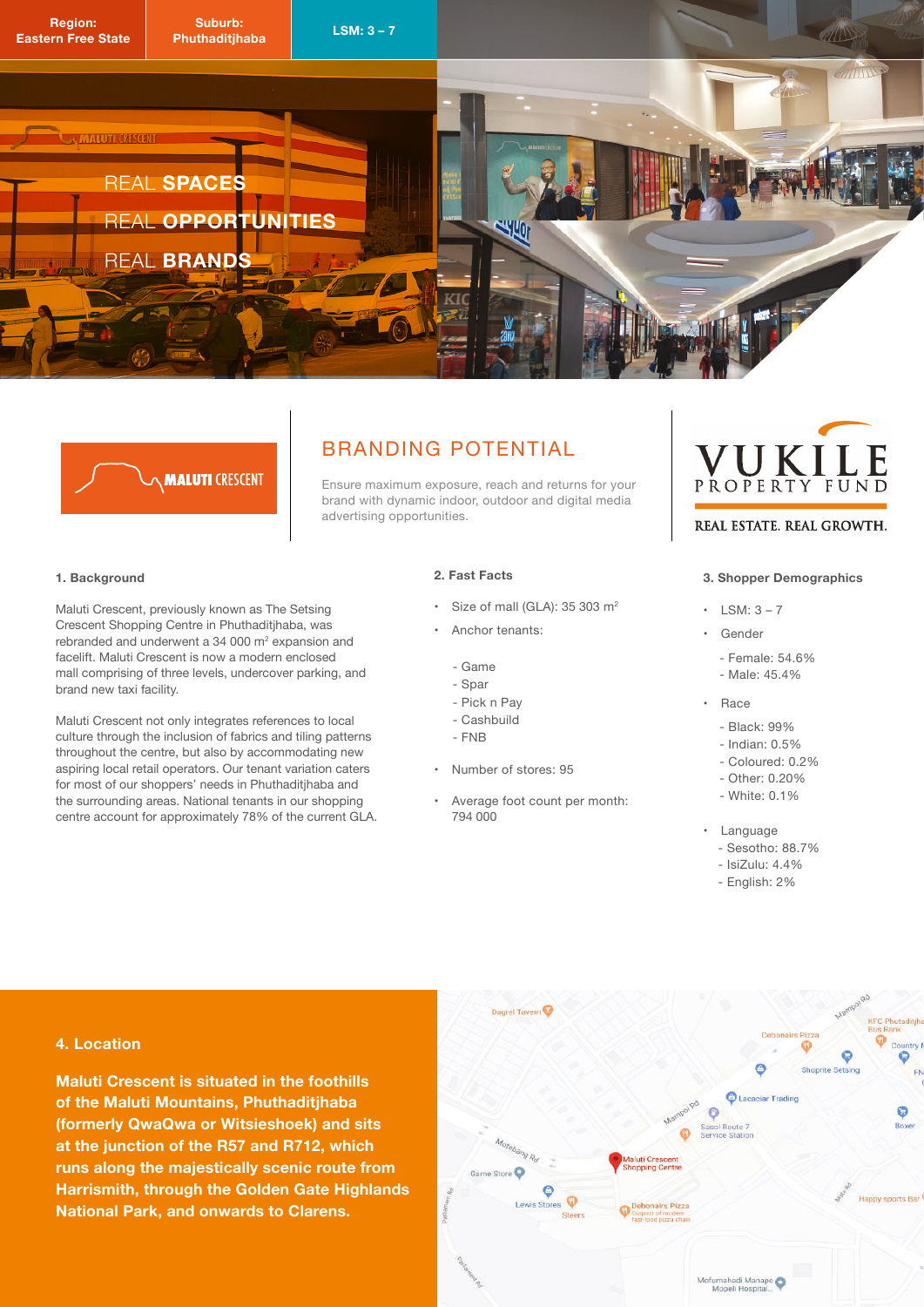**Region:** Eastern Free State | **Suburb:** Phuthaditjhaba | **LSM: 3 – 7**

REAL **SPACES**
REAL **OPPORTUNITIES**
REAL **BRANDS**

**MALUTI** CRESCENT

# BRANDING POTENTIAL

Ensure maximum exposure, reach and returns for your brand with dynamic indoor, outdoor and digital media advertising opportunities.

VUKILE PROPERTY FUND

REAL ESTATE. REAL GROWTH.

### 1. Background

Maluti Crescent, previously known as The Setsing Crescent Shopping Centre in Phuthaditjhaba, was rebranded and underwent a 34 000 m$^2$ expansion and facelift. Maluti Crescent is now a modern enclosed mall comprising of three levels, undercover parking, and brand new taxi facility.

Maluti Crescent not only integrates references to local culture through the inclusion of fabrics and tiling patterns throughout the centre, but also by accommodating new aspiring local retail operators. Our tenant variation caters for most of our shoppers' needs in Phuthaditjhaba and the surrounding areas. National tenants in our shopping centre account for approximately 78% of the current GLA.

### 2. Fast Facts

- Size of mall (GLA): 35 303 m$^2$
- Anchor tenants:
  - Game
  - Spar
  - Pick n Pay
  - Cashbuild
  - FNB
- Number of stores: 95
- Average foot count per month: 794 000

### 3. Shopper Demographics

- LSM: 3 – 7
- Gender
  - Female: 54.6%
  - Male: 45.4%
- Race
  - Black: 99%
  - Indian: 0.5%
  - Coloured: 0.2%
  - Other: 0.20%
  - White: 0.1%
- Language
  - Sesotho: 88.7%
  - IsiZulu: 4.4%
  - English: 2%

### 4. Location

**Maluti Crescent is situated in the foothills of the Maluti Mountains, Phuthaditjhaba (formerly QwaQwa or Witsieshoek) and sits at the junction of the R57 and R712, which runs along the majestically scenic route from Harrismith, through the Golden Gate Highlands National Park, and onwards to Clarens.**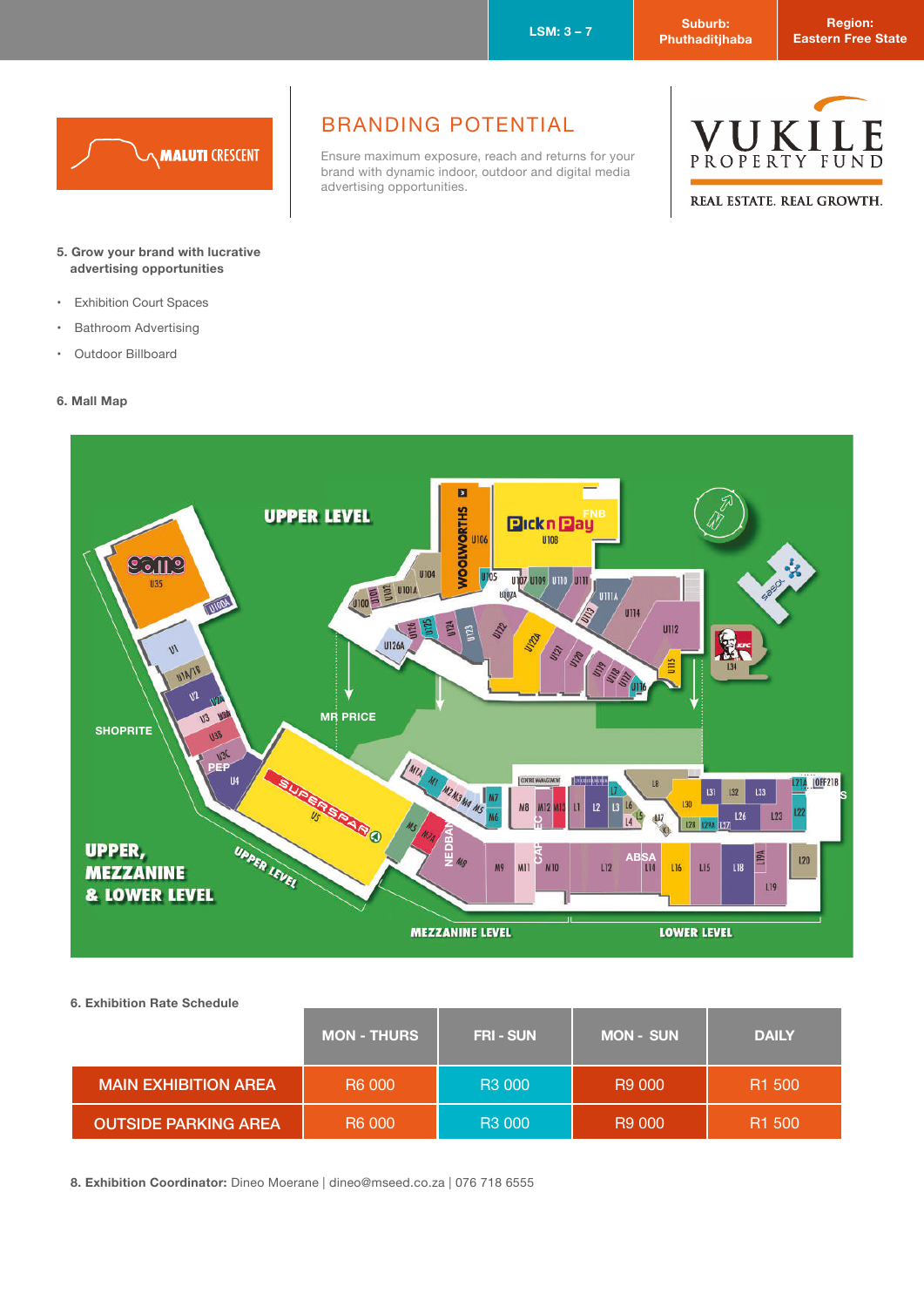LSM: 3 – 7 | Suburb: Phuthaditjhaba | Region: Eastern Free State

MALUTI CRESCENT

## BRANDING POTENTIAL

Ensure maximum exposure, reach and returns for your brand with dynamic indoor, outdoor and digital media advertising opportunities.

VUKILE PROPERTY FUND

REAL ESTATE. REAL GROWTH.

**5. Grow your brand with lucrative advertising opportunities**

- Exhibition Court Spaces
- Bathroom Advertising
- Outdoor Billboard

**6. Mall Map**

UPPER LEVEL

UPPER, MEZZANINE & LOWER LEVEL

MEZZANINE LEVEL

LOWER LEVEL

**6. Exhibition Rate Schedule**

| | MON - THURS | FRI - SUN | MON - SUN | DAILY |
|---|---|---|---|---|
| MAIN EXHIBITION AREA | R6 000 | R3 000 | R9 000 | R1 500 |
| OUTSIDE PARKING AREA | R6 000 | R3 000 | R9 000 | R1 500 |

**8. Exhibition Coordinator:** Dineo Moerane | dineo@mseed.co.za | 076 718 6555